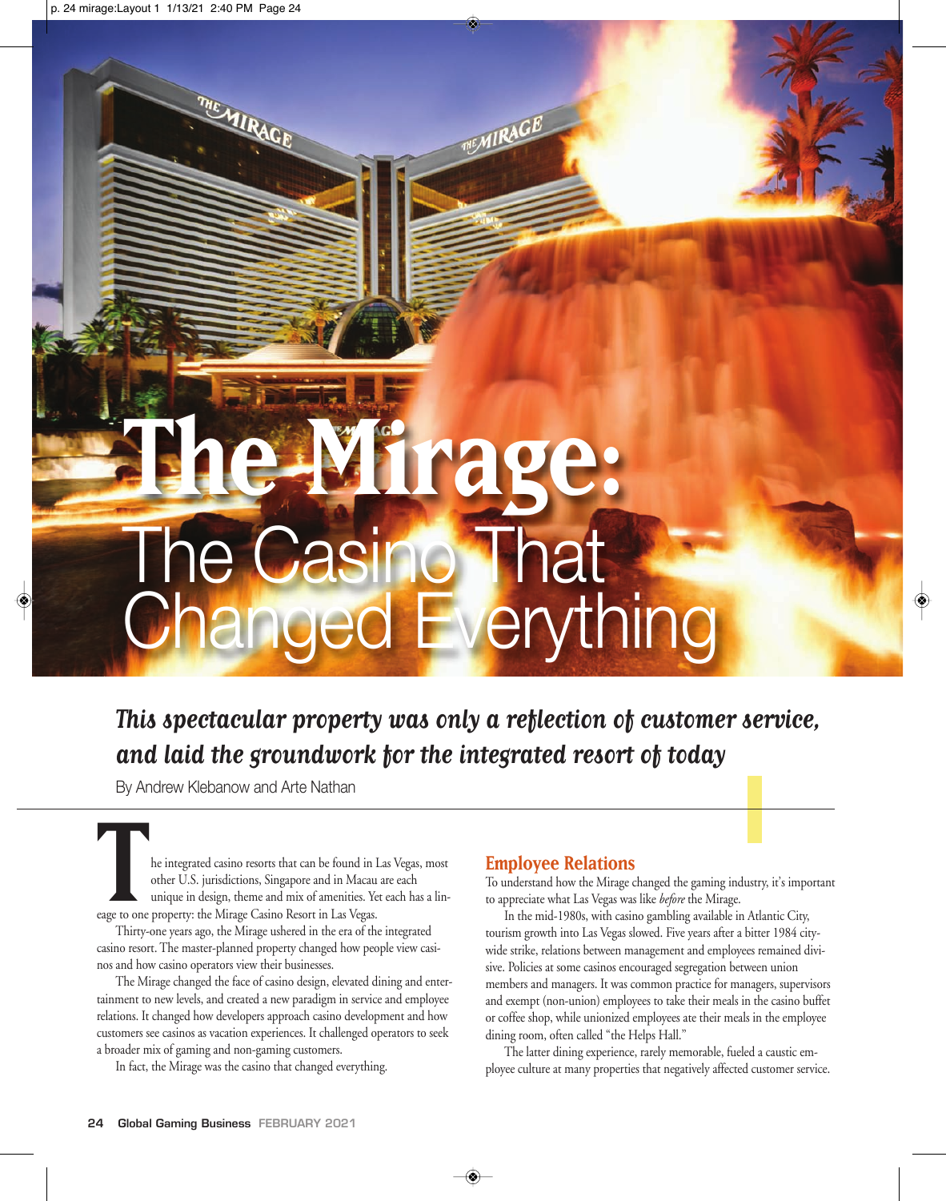# The Mirage: The Casino That Changed Everything

***This spectacular property was only a reflection of customer service, and laid the groundwork for the integrated resort of today***

By Andrew Klebanow and Arte Nathan

The integrated casino resorts that can be found in Las Vegas, most other U.S. jurisdictions, Singapore and in Macau are each unique in design, theme and mix of amenities. Yet each has a lineage to one property: the Mirage Casino Resort in Las Vegas.

Thirty-one years ago, the Mirage ushered in the era of the integrated casino resort. The master-planned property changed how people view casinos and how casino operators view their businesses.

The Mirage changed the face of casino design, elevated dining and entertainment to new levels, and created a new paradigm in service and employee relations. It changed how developers approach casino development and how customers see casinos as vacation experiences. It challenged operators to seek a broader mix of gaming and non-gaming customers.

In fact, the Mirage was the casino that changed everything.

## Employee Relations

To understand how the Mirage changed the gaming industry, it's important to appreciate what Las Vegas was like *before* the Mirage.

In the mid-1980s, with casino gambling available in Atlantic City, tourism growth into Las Vegas slowed. Five years after a bitter 1984 city-wide strike, relations between management and employees remained divisive. Policies at some casinos encouraged segregation between union members and managers. It was common practice for managers, supervisors and exempt (non-union) employees to take their meals in the casino buffet or coffee shop, while unionized employees ate their meals in the employee dining room, often called "the Helps Hall."

The latter dining experience, rarely memorable, fueled a caustic employee culture at many properties that negatively affected customer service.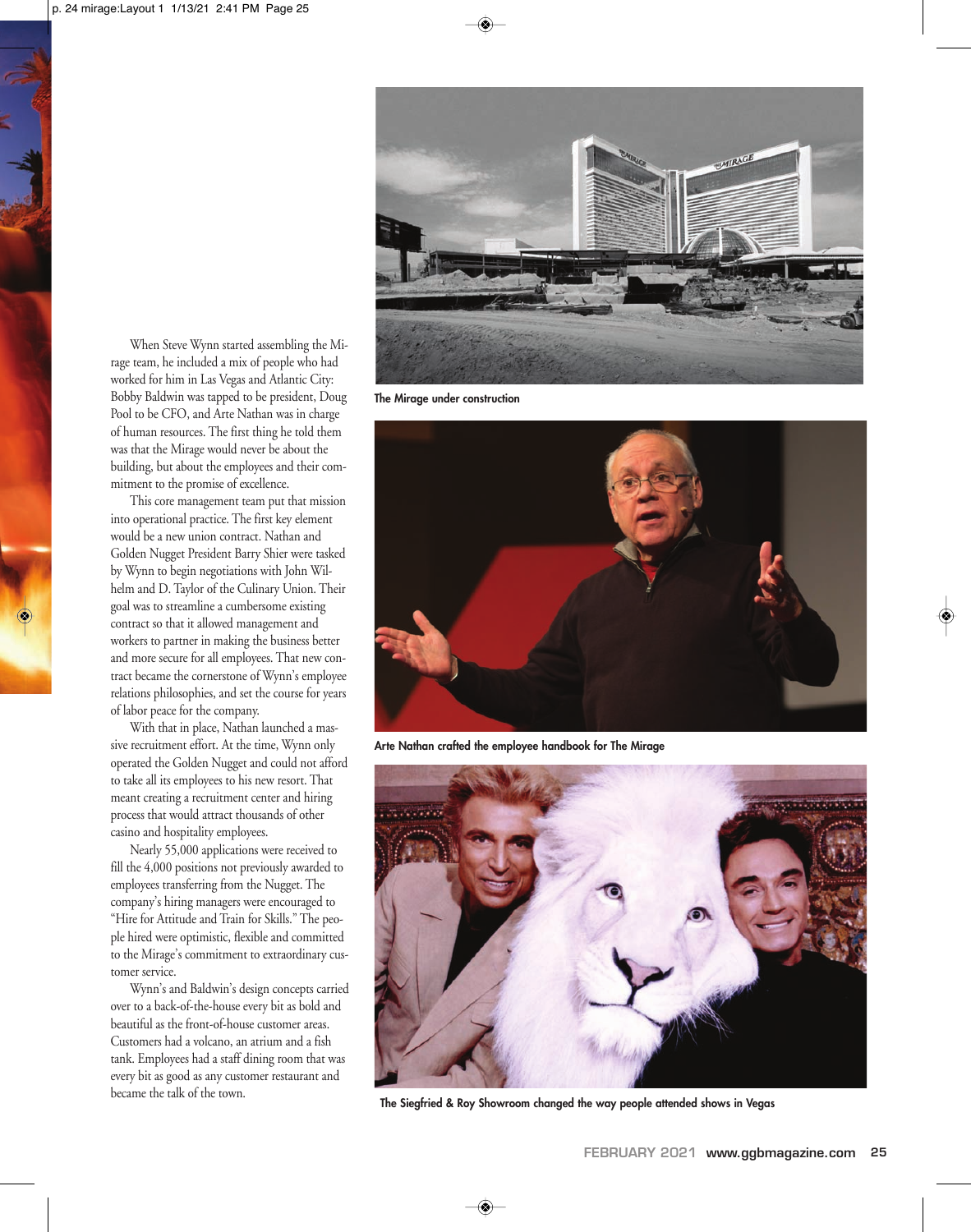When Steve Wynn started assembling the Mirage team, he included a mix of people who had worked for him in Las Vegas and Atlantic City: Bobby Baldwin was tapped to be president, Doug Pool to be CFO, and Arte Nathan was in charge of human resources. The first thing he told them was that the Mirage would never be about the building, but about the employees and their commitment to the promise of excellence.

This core management team put that mission into operational practice. The first key element would be a new union contract. Nathan and Golden Nugget President Barry Shier were tasked by Wynn to begin negotiations with John Wilhelm and D. Taylor of the Culinary Union. Their goal was to streamline a cumbersome existing contract so that it allowed management and workers to partner in making the business better and more secure for all employees. That new contract became the cornerstone of Wynn's employee relations philosophies, and set the course for years of labor peace for the company.

With that in place, Nathan launched a massive recruitment effort. At the time, Wynn only operated the Golden Nugget and could not afford to take all its employees to his new resort. That meant creating a recruitment center and hiring process that would attract thousands of other casino and hospitality employees.

Nearly 55,000 applications were received to fill the 4,000 positions not previously awarded to employees transferring from the Nugget. The company's hiring managers were encouraged to "Hire for Attitude and Train for Skills." The people hired were optimistic, flexible and committed to the Mirage's commitment to extraordinary customer service.

Wynn's and Baldwin's design concepts carried over to a back-of-the-house every bit as bold and beautiful as the front-of-house customer areas. Customers had a volcano, an atrium and a fish tank. Employees had a staff dining room that was every bit as good as any customer restaurant and became the talk of the town.

**The Mirage under construction**

**Arte Nathan crafted the employee handbook for The Mirage**

**The Siegfried & Roy Showroom changed the way people attended shows in Vegas**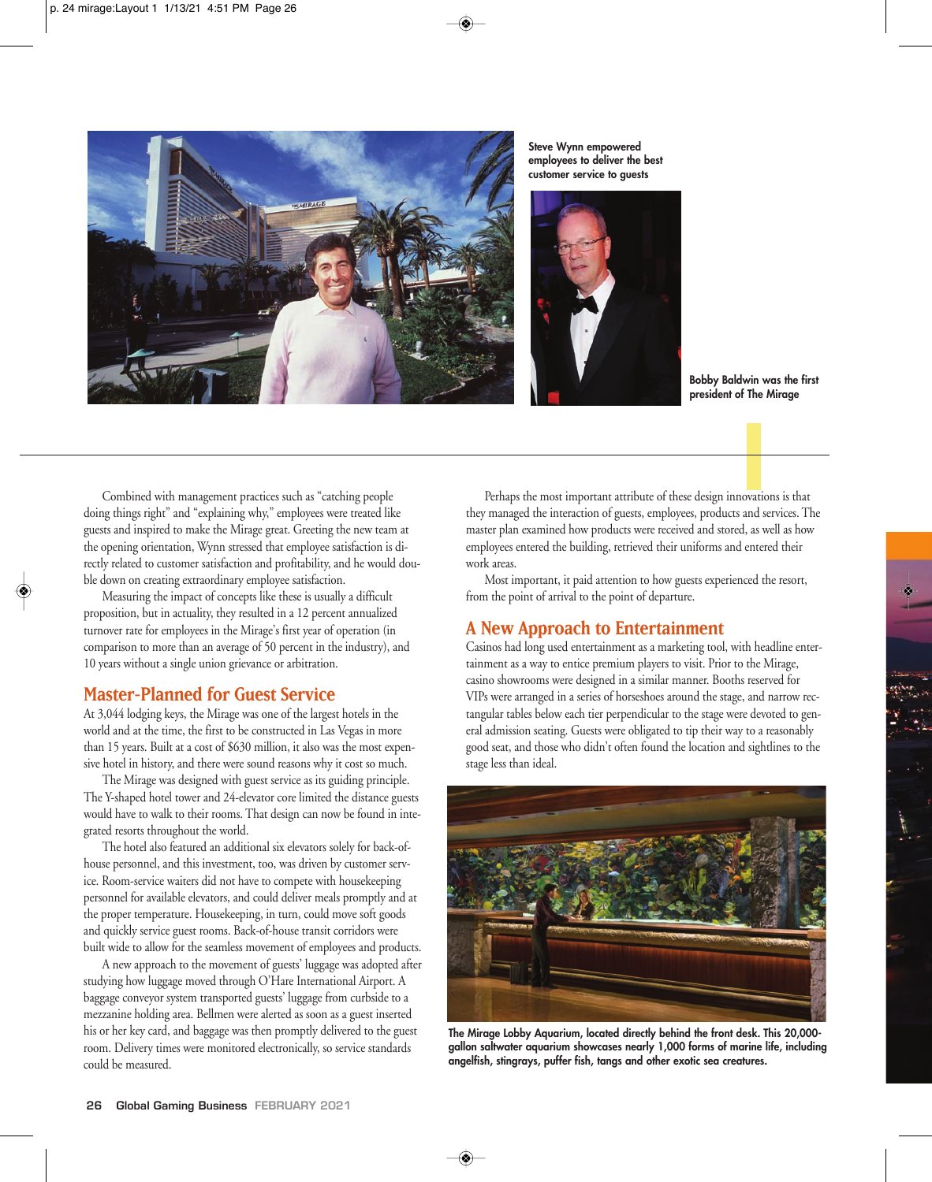Steve Wynn empowered employees to deliver the best customer service to guests

Bobby Baldwin was the first president of The Mirage

Combined with management practices such as "catching people doing things right" and "explaining why," employees were treated like guests and inspired to make the Mirage great. Greeting the new team at the opening orientation, Wynn stressed that employee satisfaction is directly related to customer satisfaction and profitability, and he would double down on creating extraordinary employee satisfaction.

Measuring the impact of concepts like these is usually a difficult proposition, but in actuality, they resulted in a 12 percent annualized turnover rate for employees in the Mirage's first year of operation (in comparison to more than an average of 50 percent in the industry), and 10 years without a single union grievance or arbitration.

## Master-Planned for Guest Service

At 3,044 lodging keys, the Mirage was one of the largest hotels in the world and at the time, the first to be constructed in Las Vegas in more than 15 years. Built at a cost of $630 million, it also was the most expensive hotel in history, and there were sound reasons why it cost so much.

The Mirage was designed with guest service as its guiding principle. The Y-shaped hotel tower and 24-elevator core limited the distance guests would have to walk to their rooms. That design can now be found in integrated resorts throughout the world.

The hotel also featured an additional six elevators solely for back-of-house personnel, and this investment, too, was driven by customer service. Room-service waiters did not have to compete with housekeeping personnel for available elevators, and could deliver meals promptly and at the proper temperature. Housekeeping, in turn, could move soft goods and quickly service guest rooms. Back-of-house transit corridors were built wide to allow for the seamless movement of employees and products.

A new approach to the movement of guests' luggage was adopted after studying how luggage moved through O'Hare International Airport. A baggage conveyor system transported guests' luggage from curbside to a mezzanine holding area. Bellmen were alerted as soon as a guest inserted his or her key card, and baggage was then promptly delivered to the guest room. Delivery times were monitored electronically, so service standards could be measured.

Perhaps the most important attribute of these design innovations is that they managed the interaction of guests, employees, products and services. The master plan examined how products were received and stored, as well as how employees entered the building, retrieved their uniforms and entered their work areas.

Most important, it paid attention to how guests experienced the resort, from the point of arrival to the point of departure.

## A New Approach to Entertainment

Casinos had long used entertainment as a marketing tool, with headline entertainment as a way to entice premium players to visit. Prior to the Mirage, casino showrooms were designed in a similar manner. Booths reserved for VIPs were arranged in a series of horseshoes around the stage, and narrow rectangular tables below each tier perpendicular to the stage were devoted to general admission seating. Guests were obligated to tip their way to a reasonably good seat, and those who didn't often found the location and sightlines to the stage less than ideal.

The Mirage Lobby Aquarium, located directly behind the front desk. This 20,000-gallon saltwater aquarium showcases nearly 1,000 forms of marine life, including angelfish, stingrays, puffer fish, tangs and other exotic sea creatures.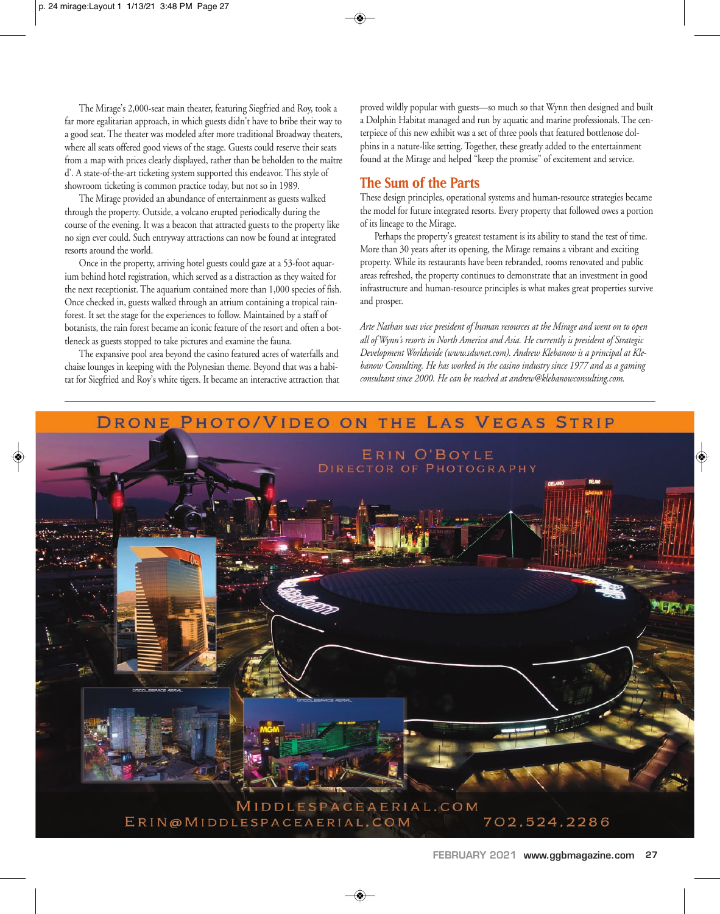The Mirage's 2,000-seat main theater, featuring Siegfried and Roy, took a far more egalitarian approach, in which guests didn't have to bribe their way to a good seat. The theater was modeled after more traditional Broadway theaters, where all seats offered good views of the stage. Guests could reserve their seats from a map with prices clearly displayed, rather than be beholden to the maître d'. A state-of-the-art ticketing system supported this endeavor. This style of showroom ticketing is common practice today, but not so in 1989.

The Mirage provided an abundance of entertainment as guests walked through the property. Outside, a volcano erupted periodically during the course of the evening. It was a beacon that attracted guests to the property like no sign ever could. Such entryway attractions can now be found at integrated resorts around the world.

Once in the property, arriving hotel guests could gaze at a 53-foot aquarium behind hotel registration, which served as a distraction as they waited for the next receptionist. The aquarium contained more than 1,000 species of fish. Once checked in, guests walked through an atrium containing a tropical rainforest. It set the stage for the experiences to follow. Maintained by a staff of botanists, the rain forest became an iconic feature of the resort and often a bottleneck as guests stopped to take pictures and examine the fauna.

The expansive pool area beyond the casino featured acres of waterfalls and chaise lounges in keeping with the Polynesian theme. Beyond that was a habitat for Siegfried and Roy's white tigers. It became an interactive attraction that proved wildly popular with guests—so much so that Wynn then designed and built a Dolphin Habitat managed and run by aquatic and marine professionals. The centerpiece of this new exhibit was a set of three pools that featured bottlenose dolphins in a nature-like setting. Together, these greatly added to the entertainment found at the Mirage and helped "keep the promise" of excitement and service.

## The Sum of the Parts

These design principles, operational systems and human-resource strategies became the model for future integrated resorts. Every property that followed owes a portion of its lineage to the Mirage.

Perhaps the property's greatest testament is its ability to stand the test of time. More than 30 years after its opening, the Mirage remains a vibrant and exciting property. While its restaurants have been rebranded, rooms renovated and public areas refreshed, the property continues to demonstrate that an investment in good infrastructure and human-resource principles is what makes great properties survive and prosper.

*Arte Nathan was vice president of human resources at the Mirage and went on to open all of Wynn's resorts in North America and Asia. He currently is president of Strategic Development Worldwide (www.sdwnet.com). Andrew Klebanow is a principal at Klebanow Consulting. He has worked in the casino industry since 1977 and as a gaming consultant since 2000. He can be reached at andrew@klebanowconsulting.com.*

DRONE PHOTO/VIDEO ON THE LAS VEGAS STRIP

ERIN O'BOYLE
DIRECTOR OF PHOTOGRAPHY

MIDDLESPACEAERIAL.COM
ERIN@MIDDLESPACEAERIAL.COM 702.524.2286